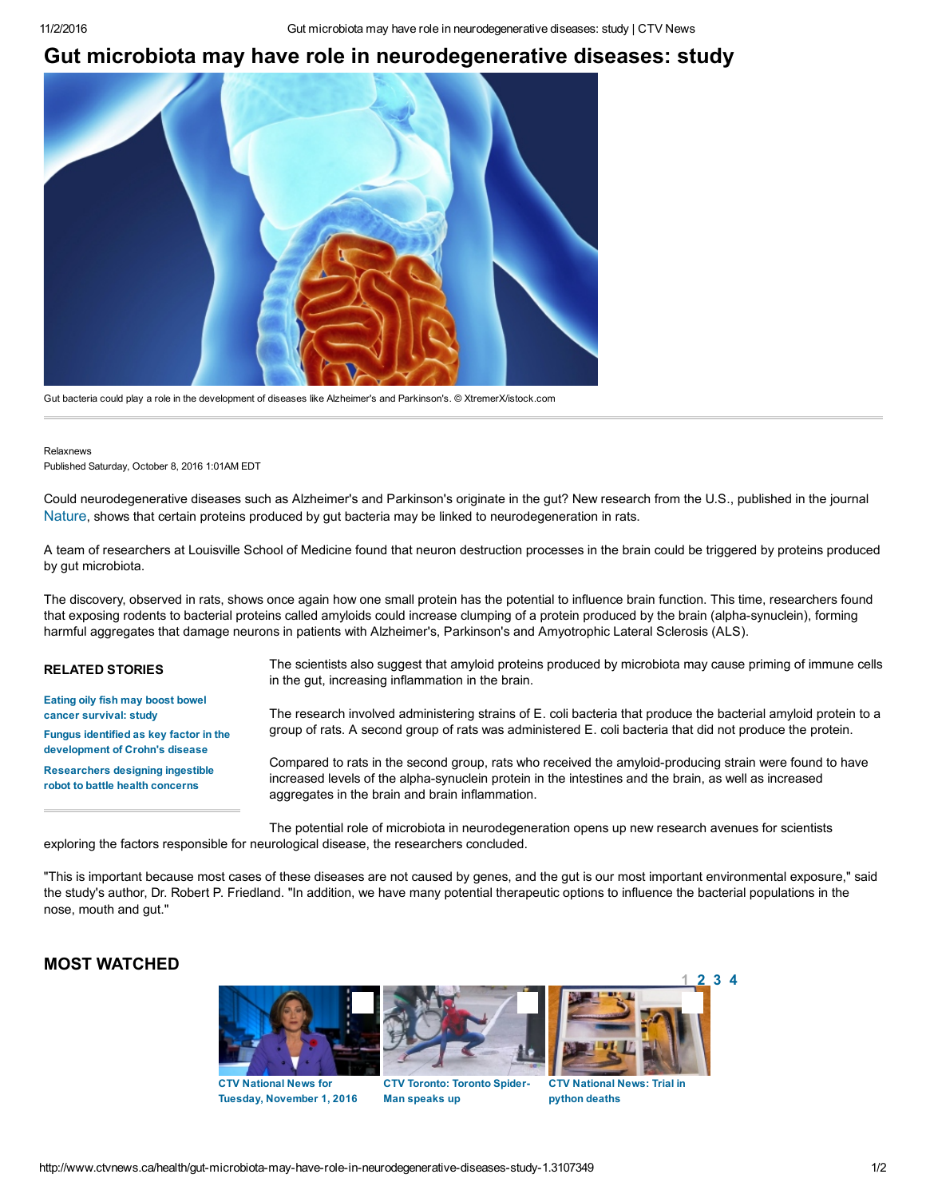# Gut microbiota may have role in neurodegenerative diseases: study

Gut bacteria could play a role in the development of diseases like Alzheimer's and Parkinson's. © XtremerX/istock.com

Relaxnews
Published Saturday, October 8, 2016 1:01AM EDT

Could neurodegenerative diseases such as Alzheimer's and Parkinson's originate in the gut? New research from the U.S., published in the journal Nature, shows that certain proteins produced by gut bacteria may be linked to neurodegeneration in rats.

A team of researchers at Louisville School of Medicine found that neuron destruction processes in the brain could be triggered by proteins produced by gut microbiota.

The discovery, observed in rats, shows once again how one small protein has the potential to influence brain function. This time, researchers found that exposing rodents to bacterial proteins called amyloids could increase clumping of a protein produced by the brain (alpha-synuclein), forming harmful aggregates that damage neurons in patients with Alzheimer's, Parkinson's and Amyotrophic Lateral Sclerosis (ALS).

The scientists also suggest that amyloid proteins produced by microbiota may cause priming of immune cells in the gut, increasing inflammation in the brain.

The research involved administering strains of E. coli bacteria that produce the bacterial amyloid protein to a group of rats. A second group of rats was administered E. coli bacteria that did not produce the protein.

Compared to rats in the second group, rats who received the amyloid-producing strain were found to have increased levels of the alpha-synuclein protein in the intestines and the brain, as well as increased aggregates in the brain and brain inflammation.

The potential role of microbiota in neurodegeneration opens up new research avenues for scientists exploring the factors responsible for neurological disease, the researchers concluded.

"This is important because most cases of these diseases are not caused by genes, and the gut is our most important environmental exposure," said the study's author, Dr. Robert P. Friedland. "In addition, we have many potential therapeutic options to influence the bacterial populations in the nose, mouth and gut."

## RELATED STORIES

- Eating oily fish may boost bowel cancer survival: study
- Fungus identified as key factor in the development of Crohn's disease
- Researchers designing ingestible robot to battle health concerns

## MOST WATCHED

1 2 3 4

- CTV National News for Tuesday, November 1, 2016
- CTV Toronto: Toronto Spider-Man speaks up
- CTV National News: Trial in python deaths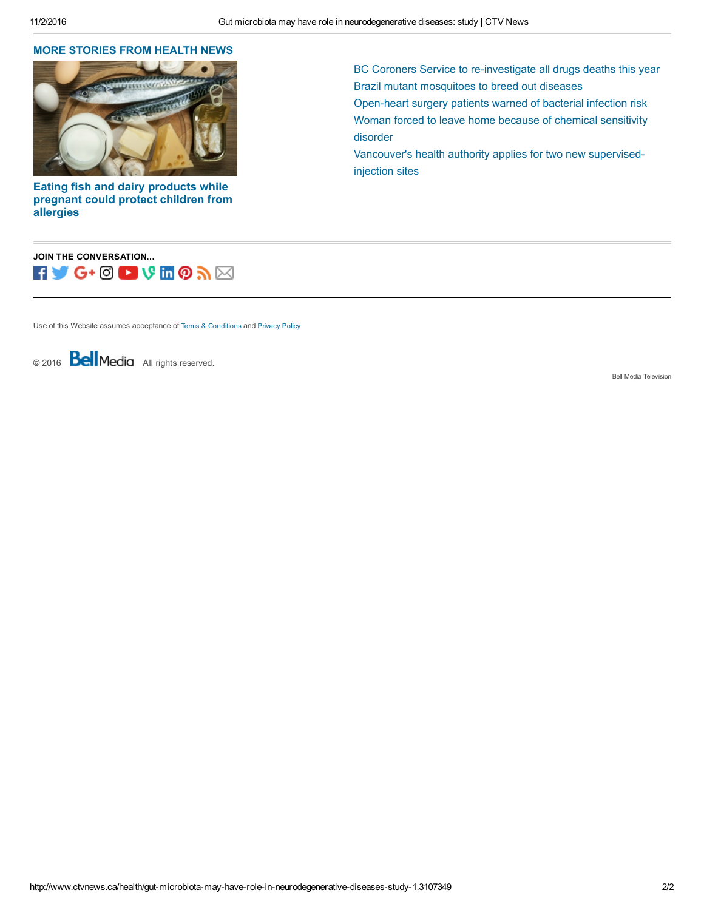## MORE STORIES FROM HEALTH NEWS

**Eating fish and dairy products while pregnant could protect children from allergies**

- BC Coroners Service to re-investigate all drugs deaths this year
- Brazil mutant mosquitoes to breed out diseases
- Open-heart surgery patients warned of bacterial infection risk
- Woman forced to leave home because of chemical sensitivity disorder
- Vancouver's health authority applies for two new supervised-injection sites

**JOIN THE CONVERSATION...**

Use of this Website assumes acceptance of Terms & Conditions and Privacy Policy

© 2016 Bell Media All rights reserved.

Bell Media Television